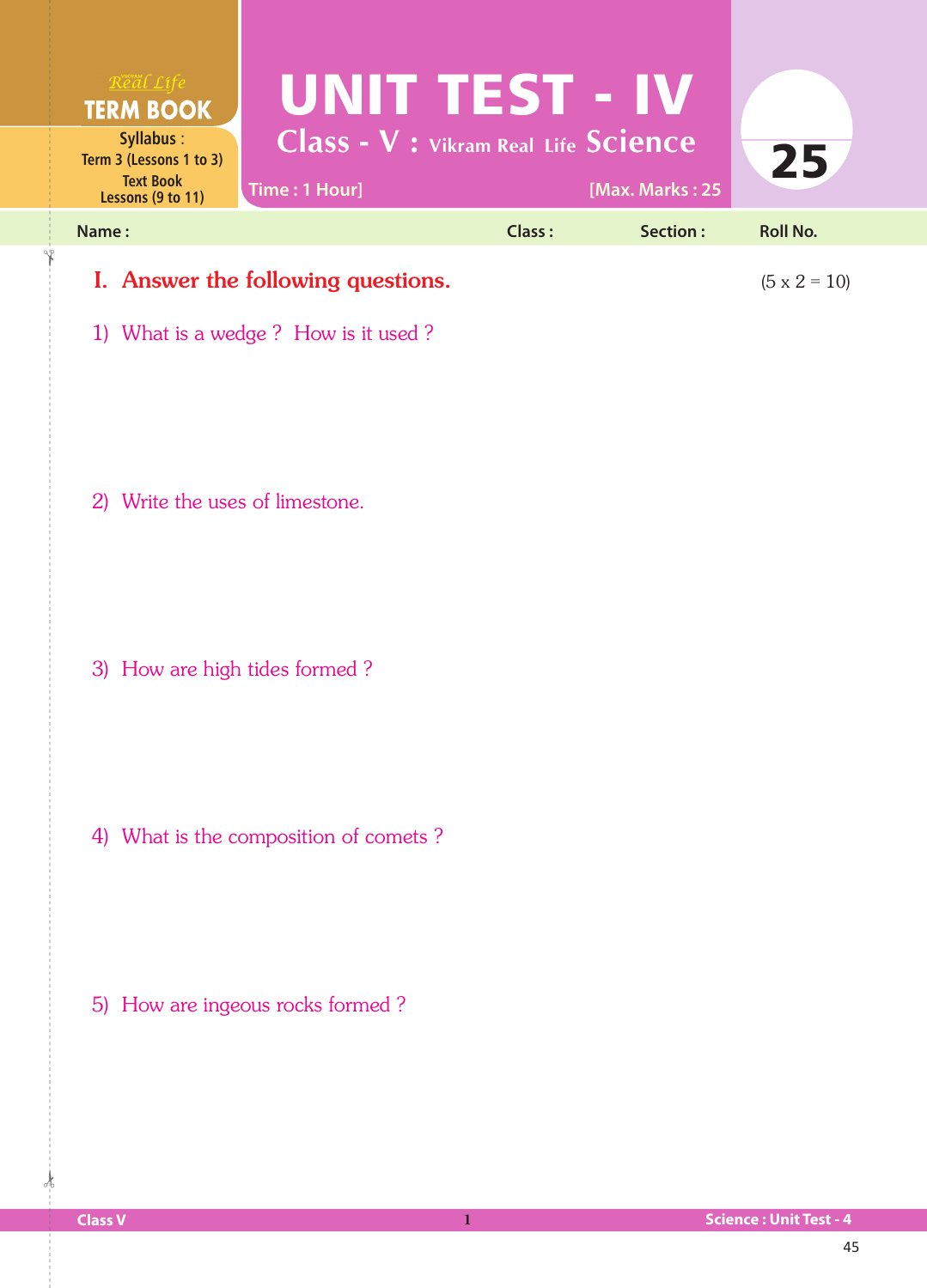Real Life **TERM BOOK**

**Syllabus :**
Term 3 (Lessons 1 to 3)
Text Book
Lessons (9 to 11)

# UNIT TEST - IV

## Class - V : Vikram Real Life Science

Time : 1 Hour] [Max. Marks : 25

**25**

| Name : | Class : | Section : | Roll No. |
|---|---|---|---|

## I. Answer the following questions. (5 x 2 = 10)

1) What is a wedge ? How is it used ?

2) Write the uses of limestone.

3) How are high tides formed ?

4) What is the composition of comets ?

5) How are ingeous rocks formed ?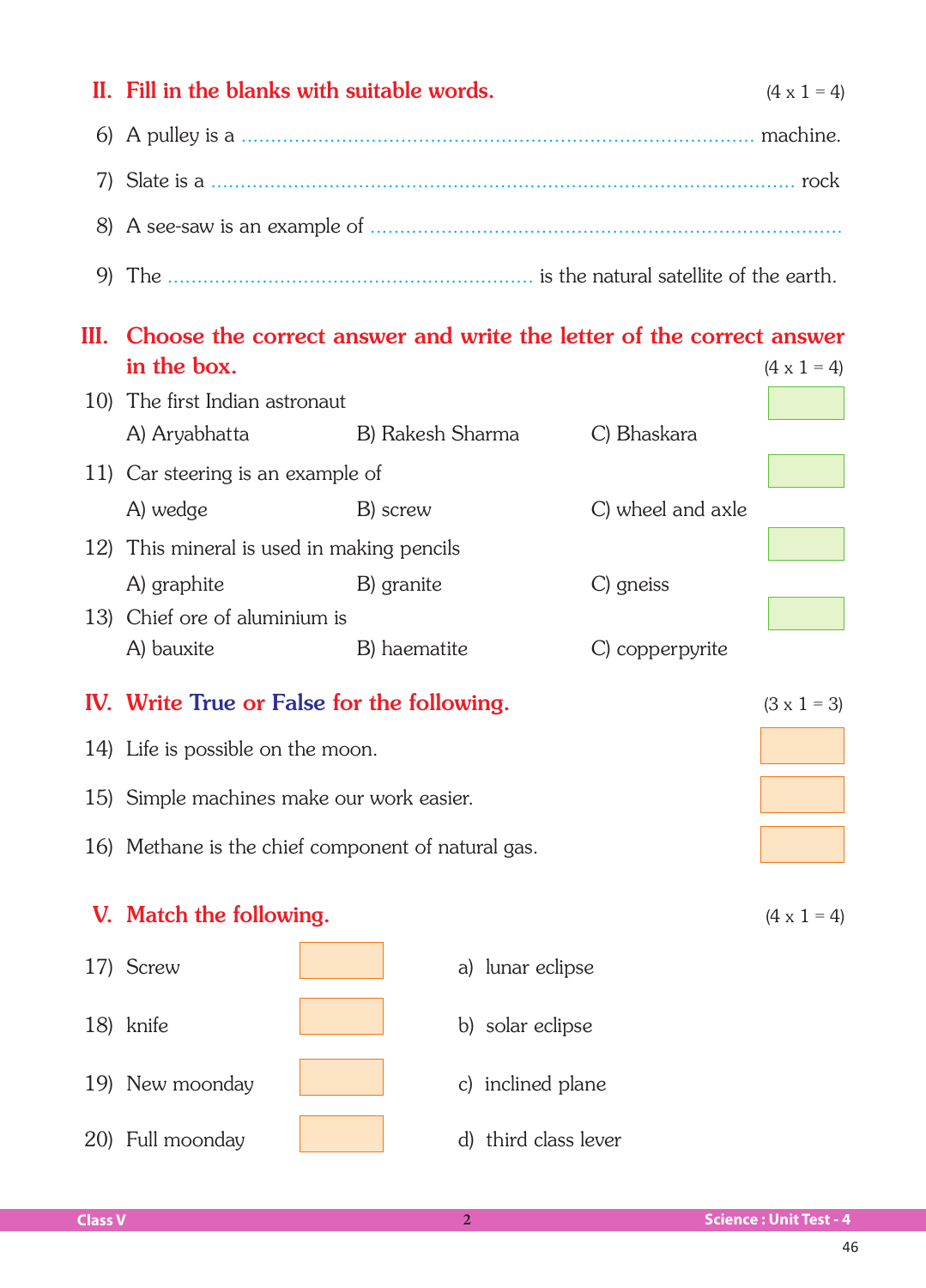## II. Fill in the blanks with suitable words. (4 x 1 = 4)

6) A pulley is a .............................................................................. machine.

7) Slate is a .............................................................................................. rock

8) A see-saw is an example of ..............................................................................

9) The ............................................................ is the natural satellite of the earth.

## III. Choose the correct answer and write the letter of the correct answer in the box. (4 x 1 = 4)

10) The first Indian astronaut

A) Aryabhatta B) Rakesh Sharma C) Bhaskara

11) Car steering is an example of

A) wedge B) screw C) wheel and axle

12) This mineral is used in making pencils

A) graphite B) granite C) gneiss

13) Chief ore of aluminium is

A) bauxite B) haematite C) copperpyrite

## IV. Write True or False for the following. (3 x 1 = 3)

14) Life is possible on the moon.

15) Simple machines make our work easier.

16) Methane is the chief component of natural gas.

## V. Match the following. (4 x 1 = 4)

| | | |
|---|---|---|
| 17) Screw | | a) lunar eclipse |
| 18) knife | | b) solar eclipse |
| 19) New moonday | | c) inclined plane |
| 20) Full moonday | | d) third class lever |